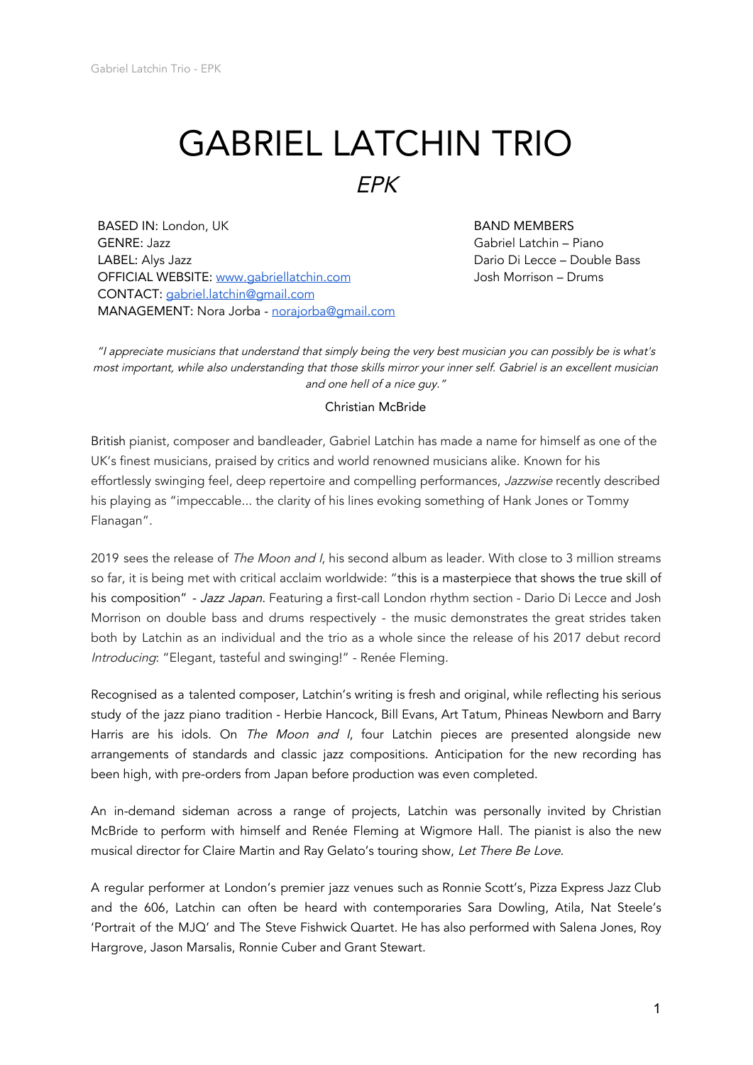# GABRIEL LATCHIN TRIO

*EPK*

BASED IN: London, UK
GENRE: Jazz
LABEL: Alys Jazz
OFFICIAL WEBSITE: [www.gabriellatchin.com](http://www.gabriellatchin.com)
CONTACT: [gabriel.latchin@gmail.com](mailto:gabriel.latchin@gmail.com)
MANAGEMENT: Nora Jorba - [norajorba@gmail.com](mailto:norajorba@gmail.com)

BAND MEMBERS
Gabriel Latchin – Piano
Dario Di Lecce – Double Bass
Josh Morrison – Drums

*"I appreciate musicians that understand that simply being the very best musician you can possibly be is what's most important, while also understanding that those skills mirror your inner self. Gabriel is an excellent musician and one hell of a nice guy."*

Christian McBride

British pianist, composer and bandleader, Gabriel Latchin has made a name for himself as one of the UK's finest musicians, praised by critics and world renowned musicians alike. Known for his effortlessly swinging feel, deep repertoire and compelling performances, *Jazzwise* recently described his playing as "impeccable... the clarity of his lines evoking something of Hank Jones or Tommy Flanagan".

2019 sees the release of *The Moon and I*, his second album as leader. With close to 3 million streams so far, it is being met with critical acclaim worldwide: "this is a masterpiece that shows the true skill of his composition" - *Jazz Japan*. Featuring a first-call London rhythm section - Dario Di Lecce and Josh Morrison on double bass and drums respectively - the music demonstrates the great strides taken both by Latchin as an individual and the trio as a whole since the release of his 2017 debut record *Introducing*: "Elegant, tasteful and swinging!" - Renée Fleming.

Recognised as a talented composer, Latchin's writing is fresh and original, while reflecting his serious study of the jazz piano tradition - Herbie Hancock, Bill Evans, Art Tatum, Phineas Newborn and Barry Harris are his idols. On *The Moon and I*, four Latchin pieces are presented alongside new arrangements of standards and classic jazz compositions. Anticipation for the new recording has been high, with pre-orders from Japan before production was even completed.

An in-demand sideman across a range of projects, Latchin was personally invited by Christian McBride to perform with himself and Renée Fleming at Wigmore Hall. The pianist is also the new musical director for Claire Martin and Ray Gelato's touring show, *Let There Be Love.*

A regular performer at London's premier jazz venues such as Ronnie Scott's, Pizza Express Jazz Club and the 606, Latchin can often be heard with contemporaries Sara Dowling, Atila, Nat Steele's 'Portrait of the MJQ' and The Steve Fishwick Quartet. He has also performed with Salena Jones, Roy Hargrove, Jason Marsalis, Ronnie Cuber and Grant Stewart.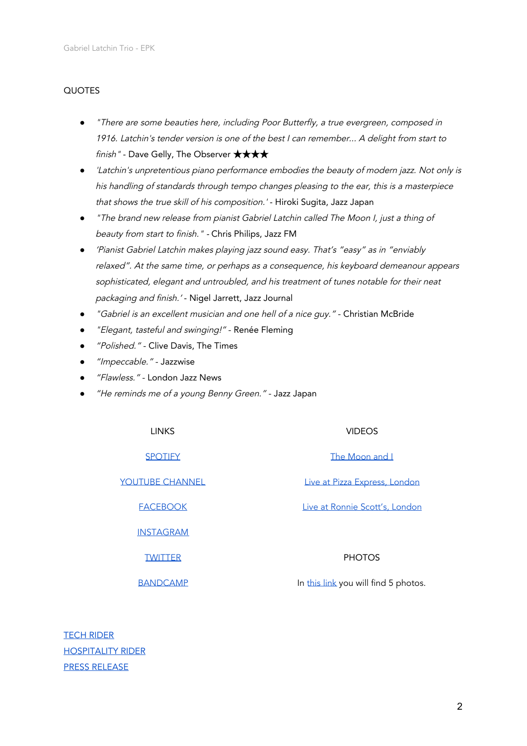## QUOTES

- *"There are some beauties here, including Poor Butterfly, a true evergreen, composed in 1916. Latchin's tender version is one of the best I can remember... A delight from start to finish"* - Dave Gelly, The Observer ★★★★
- *'Latchin's unpretentious piano performance embodies the beauty of modern jazz. Not only is his handling of standards through tempo changes pleasing to the ear, this is a masterpiece that shows the true skill of his composition.'* - Hiroki Sugita, Jazz Japan
- *"The brand new release from pianist Gabriel Latchin called The Moon I, just a thing of beauty from start to finish."* - Chris Philips, Jazz FM
- *'Pianist Gabriel Latchin makes playing jazz sound easy. That's "easy" as in "enviably relaxed". At the same time, or perhaps as a consequence, his keyboard demeanour appears sophisticated, elegant and untroubled, and his treatment of tunes notable for their neat packaging and finish.'* - Nigel Jarrett, Jazz Journal
- *"Gabriel is an excellent musician and one hell of a nice guy."* - Christian McBride
- *"Elegant, tasteful and swinging!"* - Renée Fleming
- *"Polished."* - Clive Davis, The Times
- *"Impeccable."* - Jazzwise
- *"Flawless."* - London Jazz News
- *"He reminds me of a young Benny Green."* - Jazz Japan

## LINKS

SPOTIFY

YOUTUBE CHANNEL

FACEBOOK

INSTAGRAM

TWITTER

BANDCAMP

## VIDEOS

The Moon and I

Live at Pizza Express, London

Live at Ronnie Scott's, London

## PHOTOS

In this link you will find 5 photos.

TECH RIDER

HOSPITALITY RIDER

PRESS RELEASE